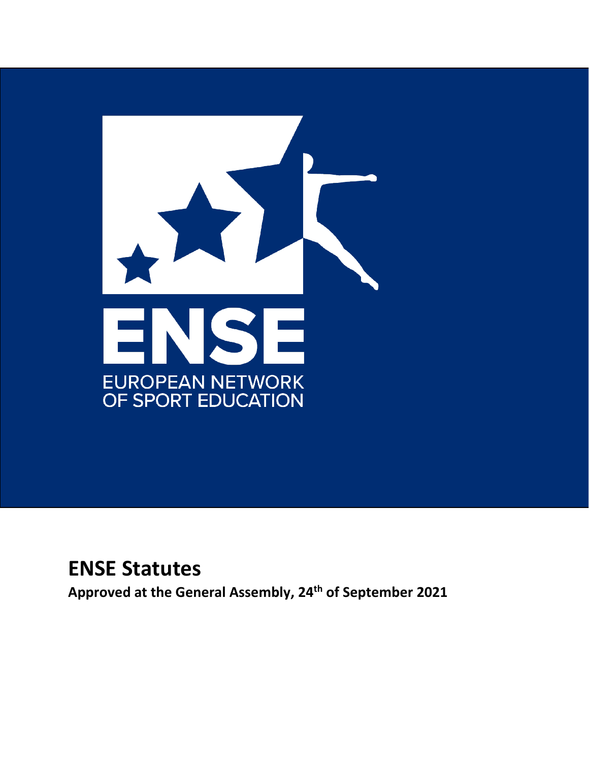ENSE

EUROPEAN NETWORK
OF SPORT EDUCATION

# ENSE Statutes

**Approved at the General Assembly, 24th of September 2021**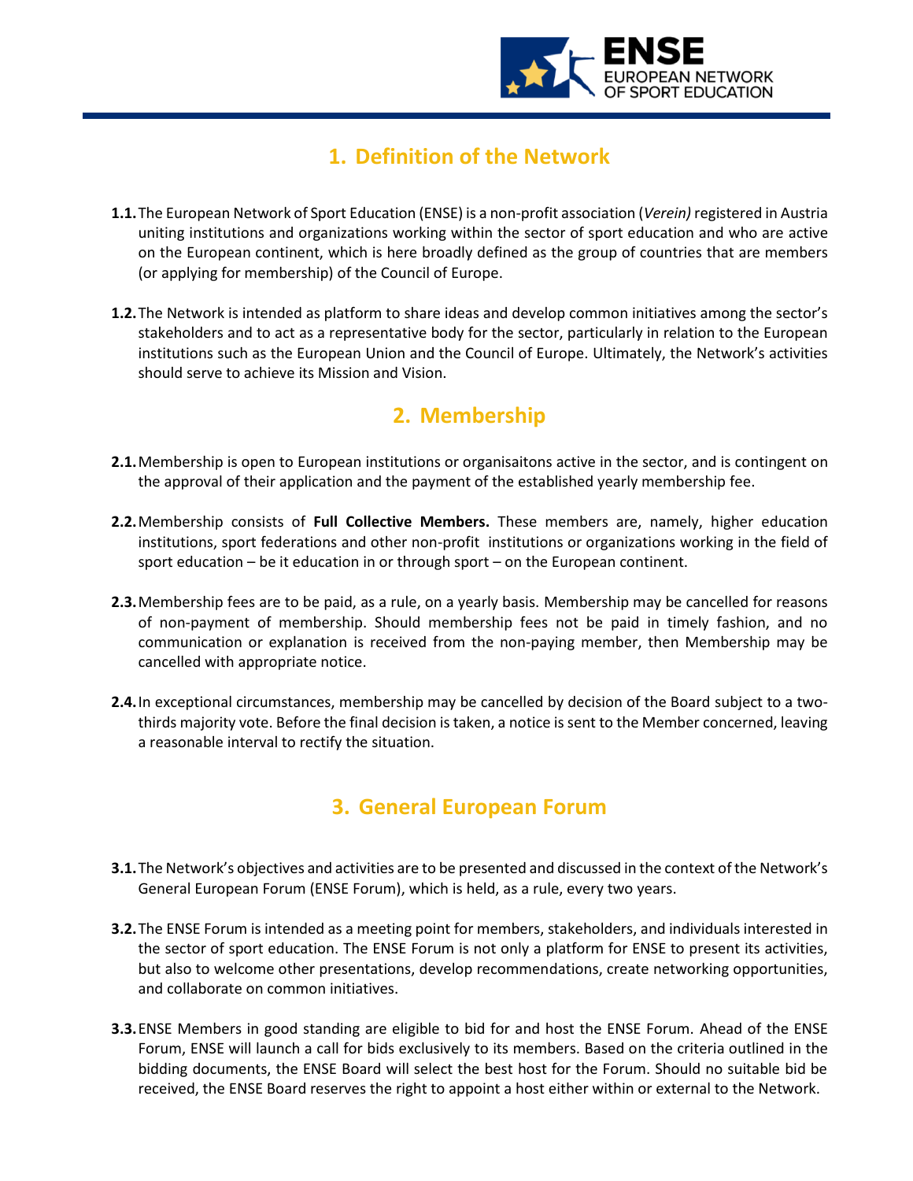## 1. Definition of the Network

**1.1.** The European Network of Sport Education (ENSE) is a non-profit association (*Verein)* registered in Austria uniting institutions and organizations working within the sector of sport education and who are active on the European continent, which is here broadly defined as the group of countries that are members (or applying for membership) of the Council of Europe.

**1.2.** The Network is intended as platform to share ideas and develop common initiatives among the sector's stakeholders and to act as a representative body for the sector, particularly in relation to the European institutions such as the European Union and the Council of Europe. Ultimately, the Network's activities should serve to achieve its Mission and Vision.

## 2. Membership

**2.1.** Membership is open to European institutions or organisaitons active in the sector, and is contingent on the approval of their application and the payment of the established yearly membership fee.

**2.2.** Membership consists of **Full Collective Members.** These members are, namely, higher education institutions, sport federations and other non-profit institutions or organizations working in the field of sport education – be it education in or through sport – on the European continent.

**2.3.** Membership fees are to be paid, as a rule, on a yearly basis. Membership may be cancelled for reasons of non-payment of membership. Should membership fees not be paid in timely fashion, and no communication or explanation is received from the non-paying member, then Membership may be cancelled with appropriate notice.

**2.4.** In exceptional circumstances, membership may be cancelled by decision of the Board subject to a two-thirds majority vote. Before the final decision is taken, a notice is sent to the Member concerned, leaving a reasonable interval to rectify the situation.

## 3. General European Forum

**3.1.** The Network's objectives and activities are to be presented and discussed in the context of the Network's General European Forum (ENSE Forum), which is held, as a rule, every two years.

**3.2.** The ENSE Forum is intended as a meeting point for members, stakeholders, and individuals interested in the sector of sport education. The ENSE Forum is not only a platform for ENSE to present its activities, but also to welcome other presentations, develop recommendations, create networking opportunities, and collaborate on common initiatives.

**3.3.** ENSE Members in good standing are eligible to bid for and host the ENSE Forum. Ahead of the ENSE Forum, ENSE will launch a call for bids exclusively to its members. Based on the criteria outlined in the bidding documents, the ENSE Board will select the best host for the Forum. Should no suitable bid be received, the ENSE Board reserves the right to appoint a host either within or external to the Network.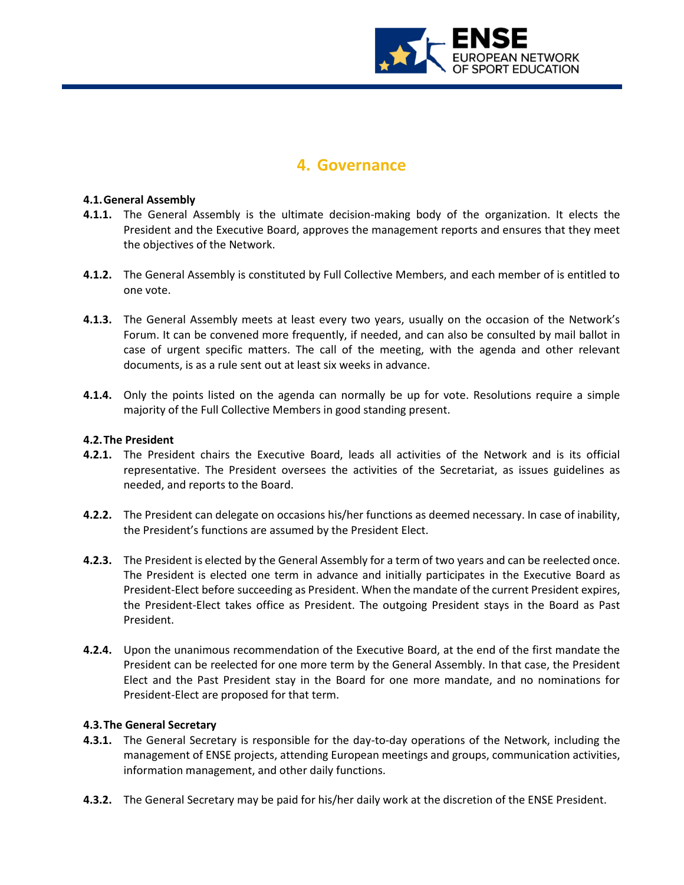# 4. Governance

### 4.1. General Assembly

**4.1.1.** The General Assembly is the ultimate decision-making body of the organization. It elects the President and the Executive Board, approves the management reports and ensures that they meet the objectives of the Network.

**4.1.2.** The General Assembly is constituted by Full Collective Members, and each member of is entitled to one vote.

**4.1.3.** The General Assembly meets at least every two years, usually on the occasion of the Network's Forum. It can be convened more frequently, if needed, and can also be consulted by mail ballot in case of urgent specific matters. The call of the meeting, with the agenda and other relevant documents, is as a rule sent out at least six weeks in advance.

**4.1.4.** Only the points listed on the agenda can normally be up for vote. Resolutions require a simple majority of the Full Collective Members in good standing present.

### 4.2. The President

**4.2.1.** The President chairs the Executive Board, leads all activities of the Network and is its official representative. The President oversees the activities of the Secretariat, as issues guidelines as needed, and reports to the Board.

**4.2.2.** The President can delegate on occasions his/her functions as deemed necessary. In case of inability, the President's functions are assumed by the President Elect.

**4.2.3.** The President is elected by the General Assembly for a term of two years and can be reelected once. The President is elected one term in advance and initially participates in the Executive Board as President-Elect before succeeding as President. When the mandate of the current President expires, the President-Elect takes office as President. The outgoing President stays in the Board as Past President.

**4.2.4.** Upon the unanimous recommendation of the Executive Board, at the end of the first mandate the President can be reelected for one more term by the General Assembly. In that case, the President Elect and the Past President stay in the Board for one more mandate, and no nominations for President-Elect are proposed for that term.

### 4.3. The General Secretary

**4.3.1.** The General Secretary is responsible for the day-to-day operations of the Network, including the management of ENSE projects, attending European meetings and groups, communication activities, information management, and other daily functions.

**4.3.2.** The General Secretary may be paid for his/her daily work at the discretion of the ENSE President.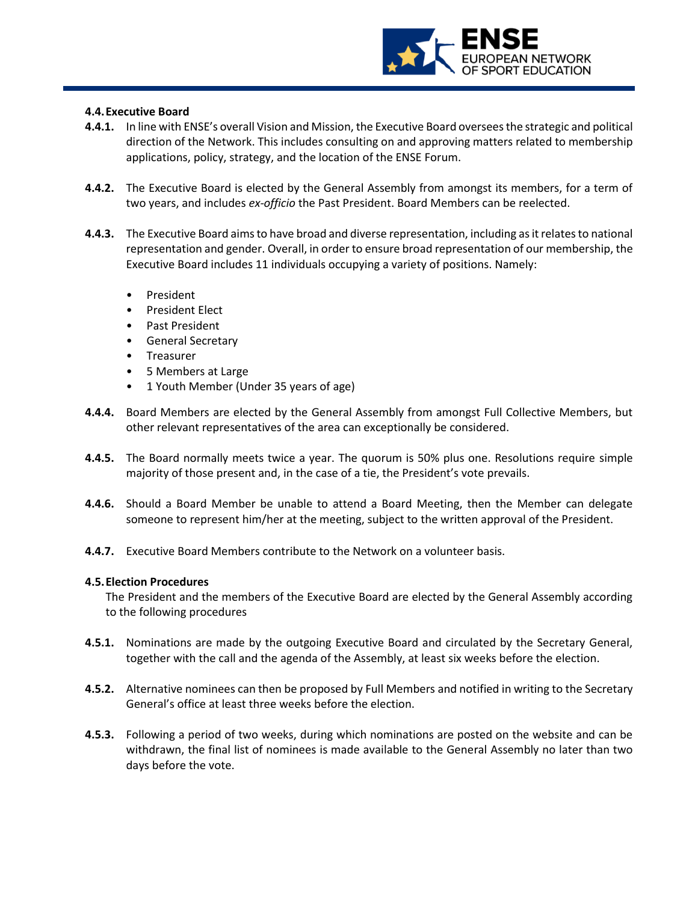### 4.4. Executive Board

**4.4.1.** In line with ENSE's overall Vision and Mission, the Executive Board oversees the strategic and political direction of the Network. This includes consulting on and approving matters related to membership applications, policy, strategy, and the location of the ENSE Forum.

**4.4.2.** The Executive Board is elected by the General Assembly from amongst its members, for a term of two years, and includes *ex-officio* the Past President. Board Members can be reelected.

**4.4.3.** The Executive Board aims to have broad and diverse representation, including as it relates to national representation and gender. Overall, in order to ensure broad representation of our membership, the Executive Board includes 11 individuals occupying a variety of positions. Namely:

- President
- President Elect
- Past President
- General Secretary
- Treasurer
- 5 Members at Large
- 1 Youth Member (Under 35 years of age)

**4.4.4.** Board Members are elected by the General Assembly from amongst Full Collective Members, but other relevant representatives of the area can exceptionally be considered.

**4.4.5.** The Board normally meets twice a year. The quorum is 50% plus one. Resolutions require simple majority of those present and, in the case of a tie, the President's vote prevails.

**4.4.6.** Should a Board Member be unable to attend a Board Meeting, then the Member can delegate someone to represent him/her at the meeting, subject to the written approval of the President.

**4.4.7.** Executive Board Members contribute to the Network on a volunteer basis.

### 4.5. Election Procedures

The President and the members of the Executive Board are elected by the General Assembly according to the following procedures

**4.5.1.** Nominations are made by the outgoing Executive Board and circulated by the Secretary General, together with the call and the agenda of the Assembly, at least six weeks before the election.

**4.5.2.** Alternative nominees can then be proposed by Full Members and notified in writing to the Secretary General's office at least three weeks before the election.

**4.5.3.** Following a period of two weeks, during which nominations are posted on the website and can be withdrawn, the final list of nominees is made available to the General Assembly no later than two days before the vote.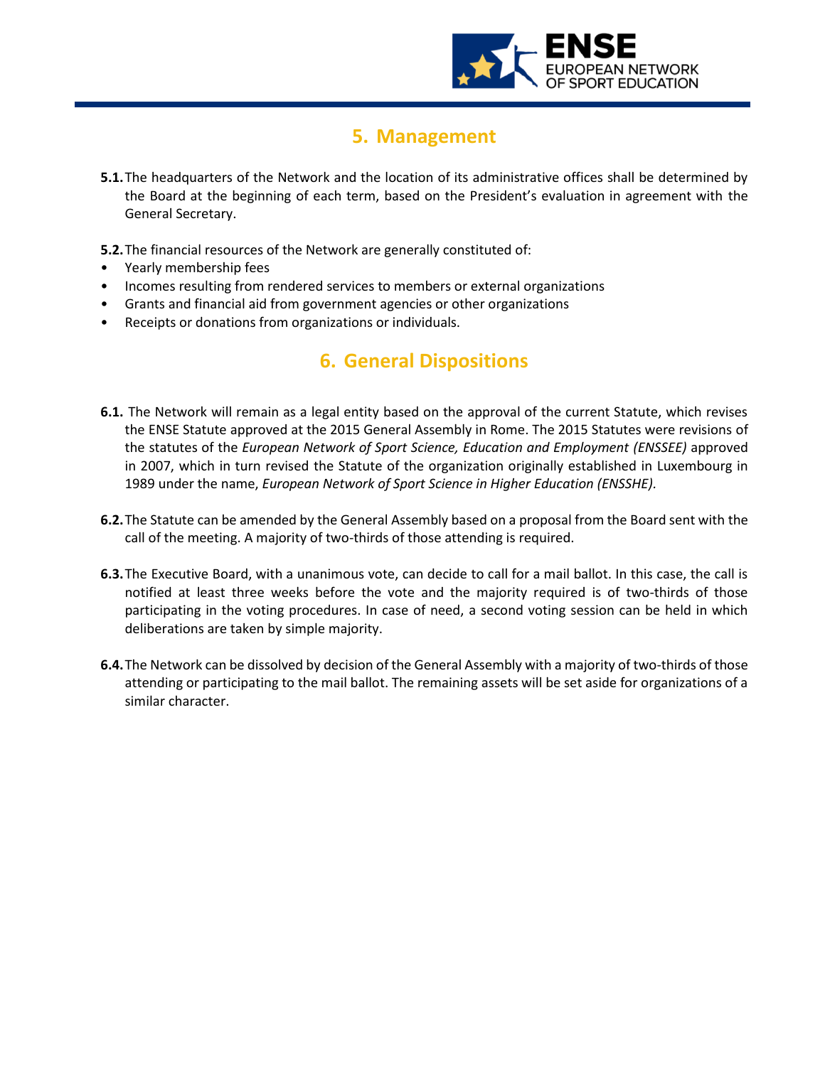## 5. Management

**5.1.** The headquarters of the Network and the location of its administrative offices shall be determined by the Board at the beginning of each term, based on the President's evaluation in agreement with the General Secretary.

**5.2.** The financial resources of the Network are generally constituted of:

- Yearly membership fees
- Incomes resulting from rendered services to members or external organizations
- Grants and financial aid from government agencies or other organizations
- Receipts or donations from organizations or individuals.

## 6. General Dispositions

**6.1.** The Network will remain as a legal entity based on the approval of the current Statute, which revises the ENSE Statute approved at the 2015 General Assembly in Rome. The 2015 Statutes were revisions of the statutes of the *European Network of Sport Science, Education and Employment (ENSSEE)* approved in 2007, which in turn revised the Statute of the organization originally established in Luxembourg in 1989 under the name, *European Network of Sport Science in Higher Education (ENSSHE).*

**6.2.** The Statute can be amended by the General Assembly based on a proposal from the Board sent with the call of the meeting. A majority of two-thirds of those attending is required.

**6.3.** The Executive Board, with a unanimous vote, can decide to call for a mail ballot. In this case, the call is notified at least three weeks before the vote and the majority required is of two-thirds of those participating in the voting procedures. In case of need, a second voting session can be held in which deliberations are taken by simple majority.

**6.4.** The Network can be dissolved by decision of the General Assembly with a majority of two-thirds of those attending or participating to the mail ballot. The remaining assets will be set aside for organizations of a similar character.